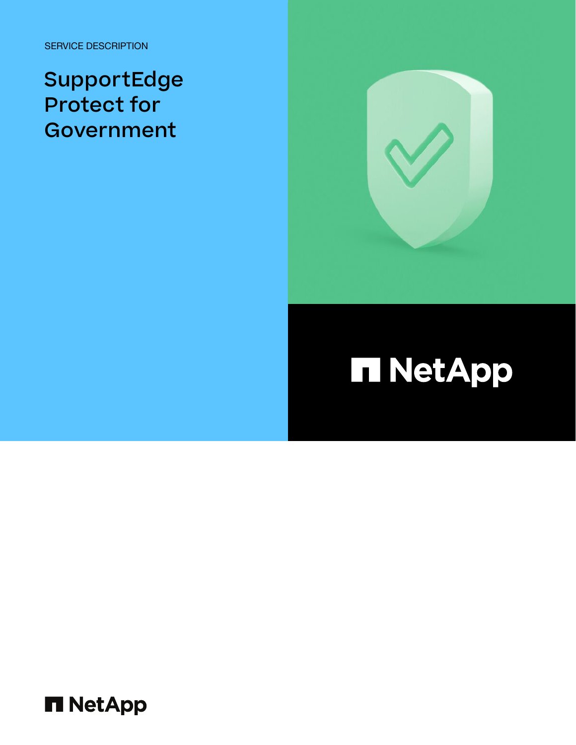SERVICE DESCRIPTION

# SupportEdge Protect for Government

NetApp

NetApp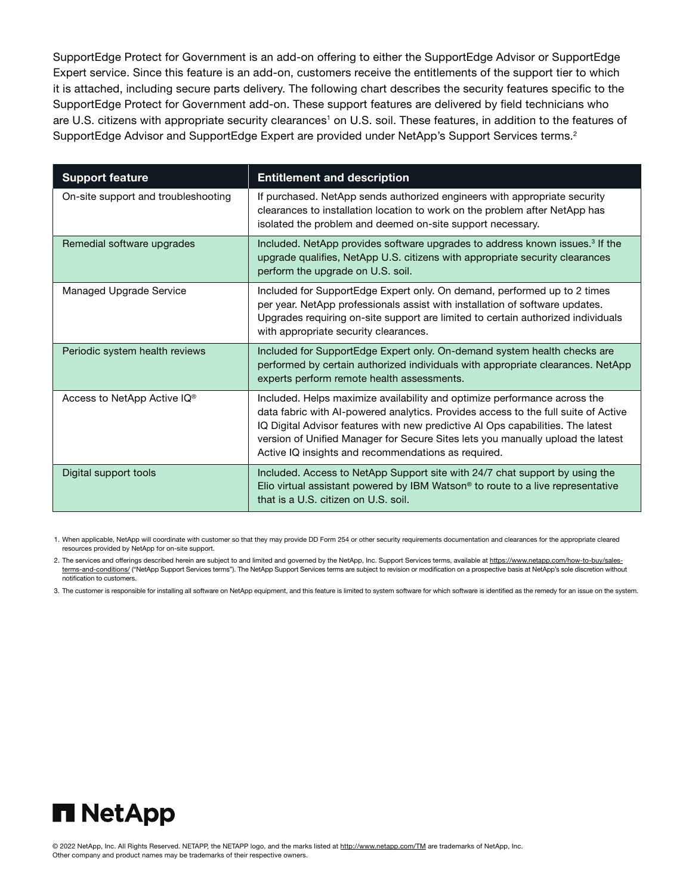SupportEdge Protect for Government is an add-on offering to either the SupportEdge Advisor or SupportEdge Expert service. Since this feature is an add-on, customers receive the entitlements of the support tier to which it is attached, including secure parts delivery. The following chart describes the security features specific to the SupportEdge Protect for Government add-on. These support features are delivered by field technicians who are U.S. citizens with appropriate security clearances[1] on U.S. soil. These features, in addition to the features of SupportEdge Advisor and SupportEdge Expert are provided under NetApp's Support Services terms.[2]

| Support feature | Entitlement and description |
|---|---|
| On-site support and troubleshooting | If purchased. NetApp sends authorized engineers with appropriate security clearances to installation location to work on the problem after NetApp has isolated the problem and deemed on-site support necessary. |
| Remedial software upgrades | Included. NetApp provides software upgrades to address known issues.[3] If the upgrade qualifies, NetApp U.S. citizens with appropriate security clearances perform the upgrade on U.S. soil. |
| Managed Upgrade Service | Included for SupportEdge Expert only. On demand, performed up to 2 times per year. NetApp professionals assist with installation of software updates. Upgrades requiring on-site support are limited to certain authorized individuals with appropriate security clearances. |
| Periodic system health reviews | Included for SupportEdge Expert only. On-demand system health checks are performed by certain authorized individuals with appropriate clearances. NetApp experts perform remote health assessments. |
| Access to NetApp Active IQ® | Included. Helps maximize availability and optimize performance across the data fabric with AI-powered analytics. Provides access to the full suite of Active IQ Digital Advisor features with new predictive AI Ops capabilities. The latest version of Unified Manager for Secure Sites lets you manually upload the latest Active IQ insights and recommendations as required. |
| Digital support tools | Included. Access to NetApp Support site with 24/7 chat support by using the Elio virtual assistant powered by IBM Watson® to route to a live representative that is a U.S. citizen on U.S. soil. |

1. When applicable, NetApp will coordinate with customer so that they may provide DD Form 254 or other security requirements documentation and clearances for the appropriate cleared resources provided by NetApp for on-site support.

2. The services and offerings described herein are subject to and limited and governed by the NetApp, Inc. Support Services terms, available at https://www.netapp.com/how-to-buy/sales-terms-and-conditions/ ("NetApp Support Services terms"). The NetApp Support Services terms are subject to revision or modification on a prospective basis at NetApp's sole discretion without notification to customers.

3. The customer is responsible for installing all software on NetApp equipment, and this feature is limited to system software for which software is identified as the remedy for an issue on the system.

NetApp

© 2022 NetApp, Inc. All Rights Reserved. NETAPP, the NETAPP logo, and the marks listed at http://www.netapp.com/TM are trademarks of NetApp, Inc. Other company and product names may be trademarks of their respective owners.